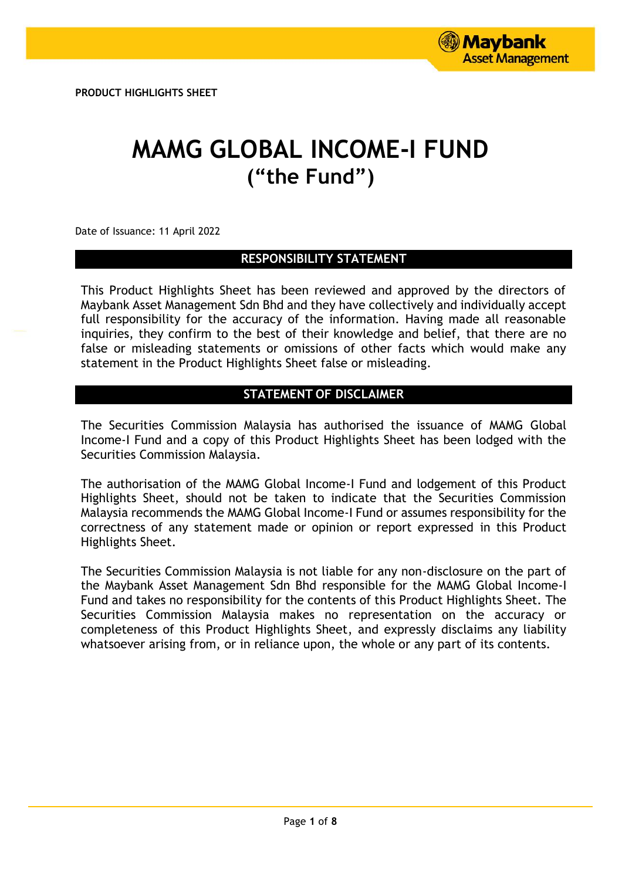PRODUCT HIGHLIGHTS SHEET

# MAMG GLOBAL INCOME-I FUND
# (“the Fund”)

Date of Issuance: 11 April 2022

## RESPONSIBILITY STATEMENT

This Product Highlights Sheet has been reviewed and approved by the directors of Maybank Asset Management Sdn Bhd and they have collectively and individually accept full responsibility for the accuracy of the information. Having made all reasonable inquiries, they confirm to the best of their knowledge and belief, that there are no false or misleading statements or omissions of other facts which would make any statement in the Product Highlights Sheet false or misleading.

## STATEMENT OF DISCLAIMER

The Securities Commission Malaysia has authorised the issuance of MAMG Global Income-I Fund and a copy of this Product Highlights Sheet has been lodged with the Securities Commission Malaysia.

The authorisation of the MAMG Global Income-I Fund and lodgement of this Product Highlights Sheet, should not be taken to indicate that the Securities Commission Malaysia recommends the MAMG Global Income-I Fund or assumes responsibility for the correctness of any statement made or opinion or report expressed in this Product Highlights Sheet.

The Securities Commission Malaysia is not liable for any non-disclosure on the part of the Maybank Asset Management Sdn Bhd responsible for the MAMG Global Income-I Fund and takes no responsibility for the contents of this Product Highlights Sheet. The Securities Commission Malaysia makes no representation on the accuracy or completeness of this Product Highlights Sheet, and expressly disclaims any liability whatsoever arising from, or in reliance upon, the whole or any part of its contents.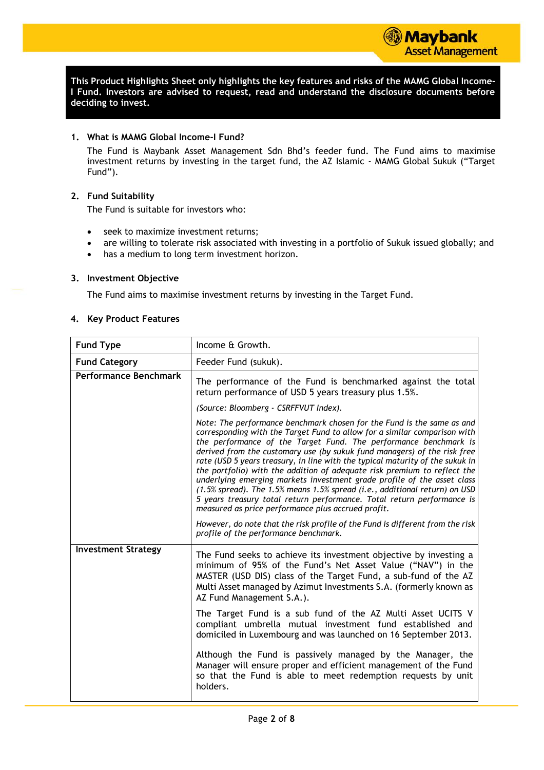**This Product Highlights Sheet only highlights the key features and risks of the MAMG Global Income-I Fund. Investors are advised to request, read and understand the disclosure documents before deciding to invest.**

## 1. What is MAMG Global Income-I Fund?

The Fund is Maybank Asset Management Sdn Bhd's feeder fund. The Fund aims to maximise investment returns by investing in the target fund, the AZ Islamic - MAMG Global Sukuk ("Target Fund").

## 2. Fund Suitability

The Fund is suitable for investors who:

- seek to maximize investment returns;
- are willing to tolerate risk associated with investing in a portfolio of Sukuk issued globally; and
- has a medium to long term investment horizon.

## 3. Investment Objective

The Fund aims to maximise investment returns by investing in the Target Fund.

## 4. Key Product Features

| | |
|---|---|
| **Fund Type** | Income & Growth. |
| **Fund Category** | Feeder Fund (sukuk). |
| **Performance Benchmark** | The performance of the Fund is benchmarked against the total return performance of USD 5 years treasury plus 1.5%.<br><br>*(Source: Bloomberg - CSRFFVUT Index).*<br><br>*Note: The performance benchmark chosen for the Fund is the same as and corresponding with the Target Fund to allow for a similar comparison with the performance of the Target Fund. The performance benchmark is derived from the customary use (by sukuk fund managers) of the risk free rate (USD 5 years treasury, in line with the typical maturity of the sukuk in the portfolio) with the addition of adequate risk premium to reflect the underlying emerging markets investment grade profile of the asset class (1.5% spread). The 1.5% means 1.5% spread (i.e., additional return) on USD 5 years treasury total return performance. Total return performance is measured as price performance plus accrued profit.*<br><br>*However, do note that the risk profile of the Fund is different from the risk profile of the performance benchmark.* |
| **Investment Strategy** | The Fund seeks to achieve its investment objective by investing a minimum of 95% of the Fund's Net Asset Value ("NAV") in the MASTER (USD DIS) class of the Target Fund, a sub-fund of the AZ Multi Asset managed by Azimut Investments S.A. (formerly known as AZ Fund Management S.A.).<br><br>The Target Fund is a sub fund of the AZ Multi Asset UCITS V compliant umbrella mutual investment fund established and domiciled in Luxembourg and was launched on 16 September 2013.<br><br>Although the Fund is passively managed by the Manager, the Manager will ensure proper and efficient management of the Fund so that the Fund is able to meet redemption requests by unit holders. |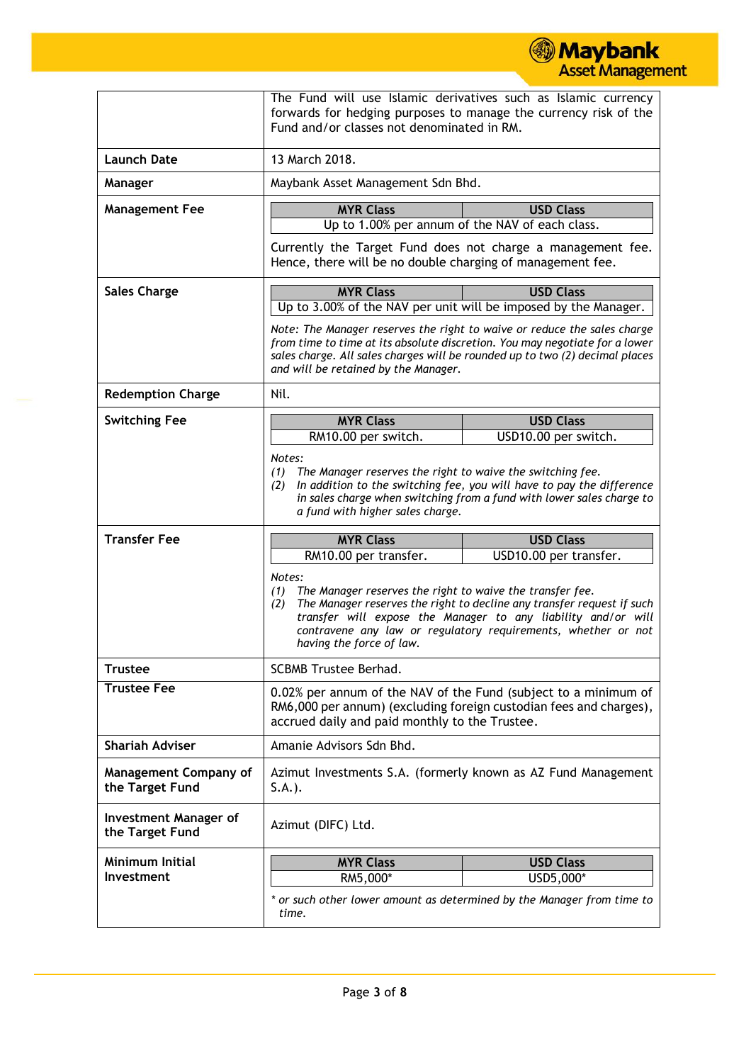| | |
|---|---|
| | The Fund will use Islamic derivatives such as Islamic currency forwards for hedging purposes to manage the currency risk of the Fund and/or classes not denominated in RM. |
| **Launch Date** | 13 March 2018. |
| **Manager** | Maybank Asset Management Sdn Bhd. |
| **Management Fee** | **MYR Class** / **USD Class**: Up to 1.00% per annum of the NAV of each class.<br><br>Currently the Target Fund does not charge a management fee. Hence, there will be no double charging of management fee. |
| **Sales Charge** | **MYR Class** / **USD Class**: Up to 3.00% of the NAV per unit will be imposed by the Manager.<br><br>*Note: The Manager reserves the right to waive or reduce the sales charge from time to time at its absolute discretion. You may negotiate for a lower sales charge. All sales charges will be rounded up to two (2) decimal places and will be retained by the Manager.* |
| **Redemption Charge** | Nil. |
| **Switching Fee** | **MYR Class**: RM10.00 per switch. **USD Class**: USD10.00 per switch.<br><br>*Notes:*<br>*(1) The Manager reserves the right to waive the switching fee.*<br>*(2) In addition to the switching fee, you will have to pay the difference in sales charge when switching from a fund with lower sales charge to a fund with higher sales charge.* |
| **Transfer Fee** | **MYR Class**: RM10.00 per transfer. **USD Class**: USD10.00 per transfer.<br><br>*Notes:*<br>*(1) The Manager reserves the right to waive the transfer fee.*<br>*(2) The Manager reserves the right to decline any transfer request if such transfer will expose the Manager to any liability and/or will contravene any law or regulatory requirements, whether or not having the force of law.* |
| **Trustee** | SCBMB Trustee Berhad. |
| **Trustee Fee** | 0.02% per annum of the NAV of the Fund (subject to a minimum of RM6,000 per annum) (excluding foreign custodian fees and charges), accrued daily and paid monthly to the Trustee. |
| **Shariah Adviser** | Amanie Advisors Sdn Bhd. |
| **Management Company of the Target Fund** | Azimut Investments S.A. (formerly known as AZ Fund Management S.A.). |
| **Investment Manager of the Target Fund** | Azimut (DIFC) Ltd. |
| **Minimum Initial Investment** | **MYR Class**: RM5,000*. **USD Class**: USD5,000*<br><br>*\* or such other lower amount as determined by the Manager from time to time.* |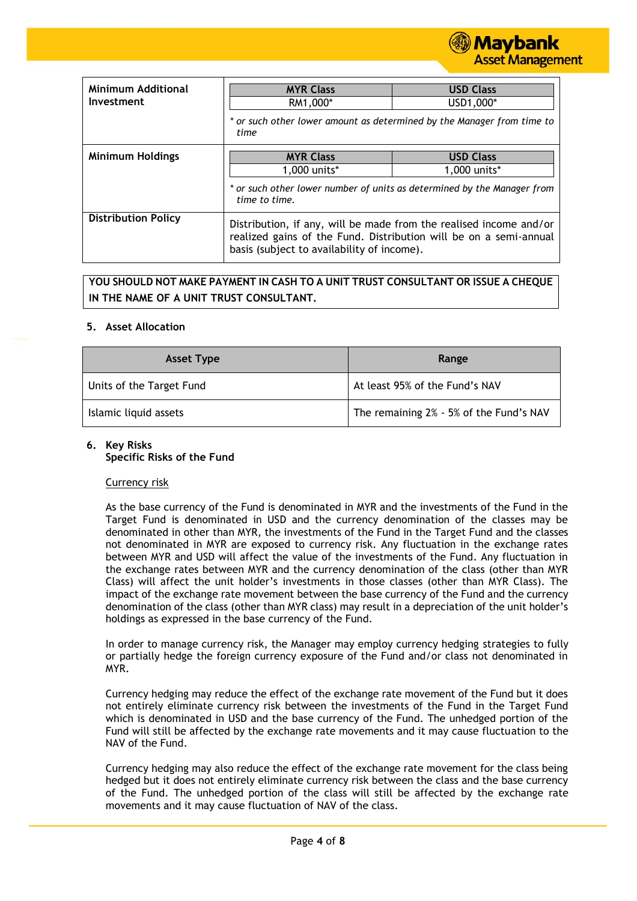| **Minimum Additional Investment** | **MYR Class**: RM1,000* <br> **USD Class**: USD1,000* <br><br> *\* or such other lower amount as determined by the Manager from time to time* |
|---|---|
| **Minimum Holdings** | **MYR Class**: 1,000 units* <br> **USD Class**: 1,000 units* <br><br> *\* or such other lower number of units as determined by the Manager from time to time.* |
| **Distribution Policy** | Distribution, if any, will be made from the realised income and/or realized gains of the Fund. Distribution will be on a semi-annual basis (subject to availability of income). |

**YOU SHOULD NOT MAKE PAYMENT IN CASH TO A UNIT TRUST CONSULTANT OR ISSUE A CHEQUE IN THE NAME OF A UNIT TRUST CONSULTANT.**

## 5. Asset Allocation

| Asset Type | Range |
|---|---|
| Units of the Target Fund | At least 95% of the Fund's NAV |
| Islamic liquid assets | The remaining 2% - 5% of the Fund's NAV |

## 6. Key Risks

### Specific Risks of the Fund

Currency risk

As the base currency of the Fund is denominated in MYR and the investments of the Fund in the Target Fund is denominated in USD and the currency denomination of the classes may be denominated in other than MYR, the investments of the Fund in the Target Fund and the classes not denominated in MYR are exposed to currency risk. Any fluctuation in the exchange rates between MYR and USD will affect the value of the investments of the Fund. Any fluctuation in the exchange rates between MYR and the currency denomination of the class (other than MYR Class) will affect the unit holder's investments in those classes (other than MYR Class). The impact of the exchange rate movement between the base currency of the Fund and the currency denomination of the class (other than MYR class) may result in a depreciation of the unit holder's holdings as expressed in the base currency of the Fund.

In order to manage currency risk, the Manager may employ currency hedging strategies to fully or partially hedge the foreign currency exposure of the Fund and/or class not denominated in MYR.

Currency hedging may reduce the effect of the exchange rate movement of the Fund but it does not entirely eliminate currency risk between the investments of the Fund in the Target Fund which is denominated in USD and the base currency of the Fund. The unhedged portion of the Fund will still be affected by the exchange rate movements and it may cause fluctuation to the NAV of the Fund.

Currency hedging may also reduce the effect of the exchange rate movement for the class being hedged but it does not entirely eliminate currency risk between the class and the base currency of the Fund. The unhedged portion of the class will still be affected by the exchange rate movements and it may cause fluctuation of NAV of the class.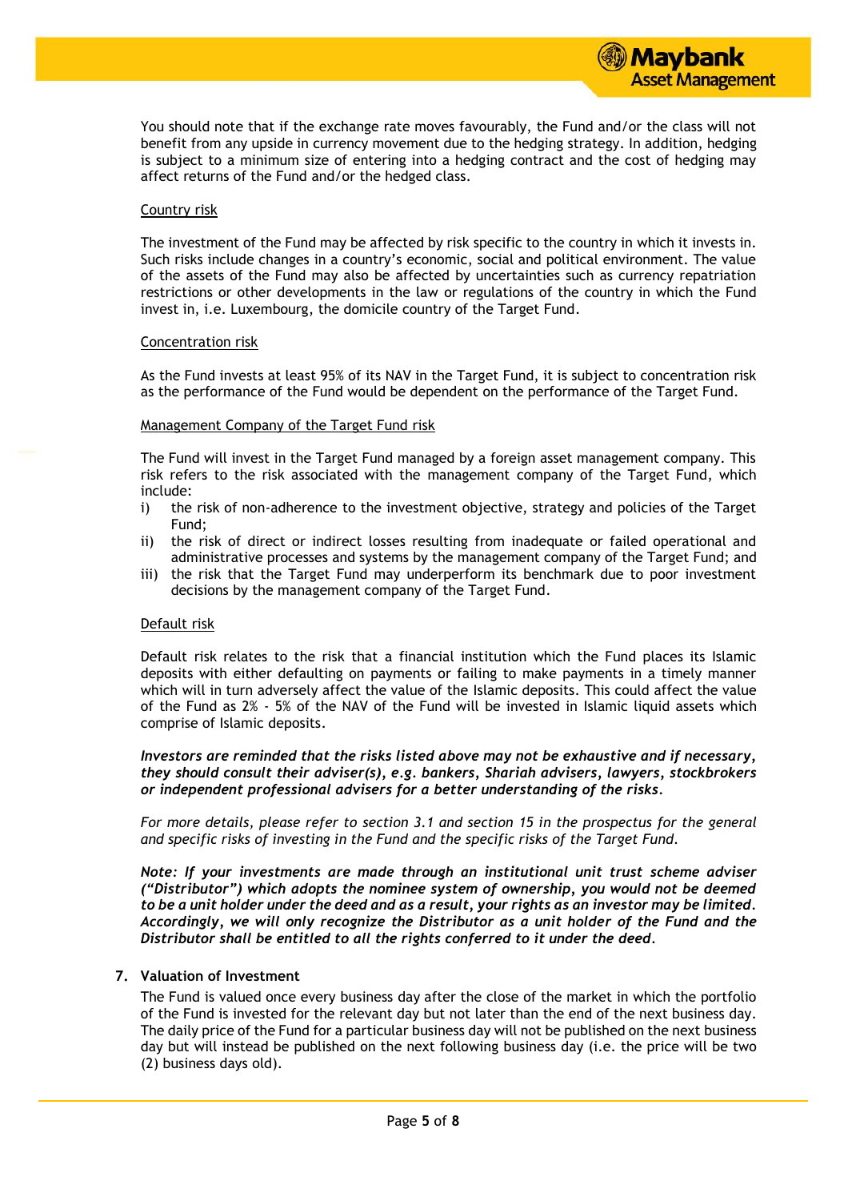You should note that if the exchange rate moves favourably, the Fund and/or the class will not benefit from any upside in currency movement due to the hedging strategy. In addition, hedging is subject to a minimum size of entering into a hedging contract and the cost of hedging may affect returns of the Fund and/or the hedged class.

Country risk

The investment of the Fund may be affected by risk specific to the country in which it invests in. Such risks include changes in a country's economic, social and political environment. The value of the assets of the Fund may also be affected by uncertainties such as currency repatriation restrictions or other developments in the law or regulations of the country in which the Fund invest in, i.e. Luxembourg, the domicile country of the Target Fund.

Concentration risk

As the Fund invests at least 95% of its NAV in the Target Fund, it is subject to concentration risk as the performance of the Fund would be dependent on the performance of the Target Fund.

Management Company of the Target Fund risk

The Fund will invest in the Target Fund managed by a foreign asset management company. This risk refers to the risk associated with the management company of the Target Fund, which include:

i) the risk of non-adherence to the investment objective, strategy and policies of the Target Fund;
ii) the risk of direct or indirect losses resulting from inadequate or failed operational and administrative processes and systems by the management company of the Target Fund; and
iii) the risk that the Target Fund may underperform its benchmark due to poor investment decisions by the management company of the Target Fund.

Default risk

Default risk relates to the risk that a financial institution which the Fund places its Islamic deposits with either defaulting on payments or failing to make payments in a timely manner which will in turn adversely affect the value of the Islamic deposits. This could affect the value of the Fund as 2% - 5% of the NAV of the Fund will be invested in Islamic liquid assets which comprise of Islamic deposits.

***Investors are reminded that the risks listed above may not be exhaustive and if necessary, they should consult their adviser(s), e.g. bankers, Shariah advisers, lawyers, stockbrokers or independent professional advisers for a better understanding of the risks.***

*For more details, please refer to section 3.1 and section 15 in the prospectus for the general and specific risks of investing in the Fund and the specific risks of the Target Fund.*

***Note: If your investments are made through an institutional unit trust scheme adviser ("Distributor") which adopts the nominee system of ownership, you would not be deemed to be a unit holder under the deed and as a result, your rights as an investor may be limited. Accordingly, we will only recognize the Distributor as a unit holder of the Fund and the Distributor shall be entitled to all the rights conferred to it under the deed.***

## 7. Valuation of Investment

The Fund is valued once every business day after the close of the market in which the portfolio of the Fund is invested for the relevant day but not later than the end of the next business day. The daily price of the Fund for a particular business day will not be published on the next business day but will instead be published on the next following business day (i.e. the price will be two (2) business days old).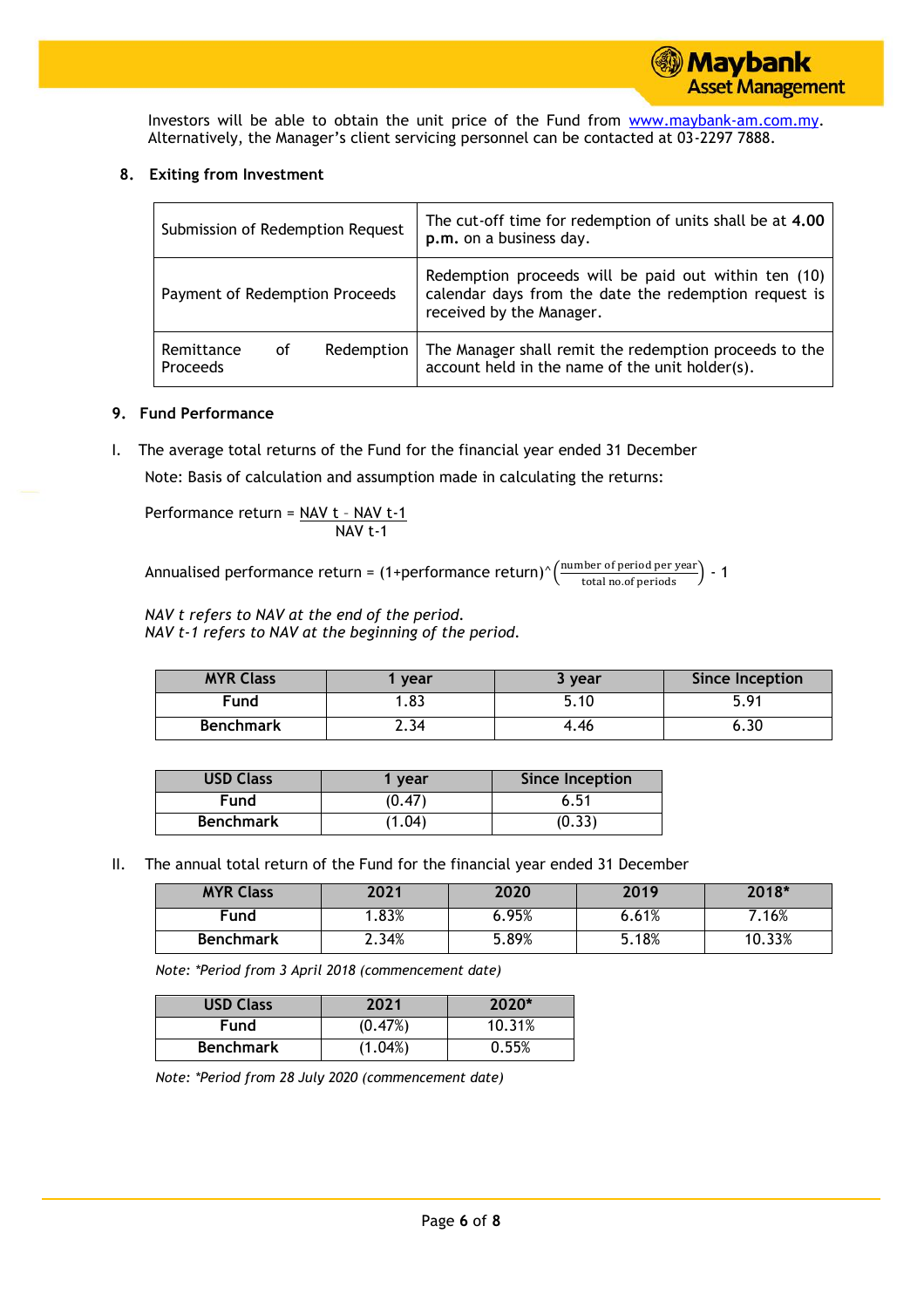Investors will be able to obtain the unit price of the Fund from www.maybank-am.com.my. Alternatively, the Manager's client servicing personnel can be contacted at 03-2297 7888.

## 8. Exiting from Investment

| Submission of Redemption Request | The cut-off time for redemption of units shall be at **4.00 p.m.** on a business day. |
|---|---|
| Payment of Redemption Proceeds | Redemption proceeds will be paid out within ten (10) calendar days from the date the redemption request is received by the Manager. |
| Remittance of Redemption Proceeds | The Manager shall remit the redemption proceeds to the account held in the name of the unit holder(s). |

## 9. Fund Performance

I. The average total returns of the Fund for the financial year ended 31 December

Note: Basis of calculation and assumption made in calculating the returns:

$$\text{Performance return} = \frac{\text{NAV t} - \text{NAV t-1}}{\text{NAV t-1}}$$

$$\text{Annualised performance return} = (1+\text{performance return})^\wedge\left(\frac{\text{number of period per year}}{\text{total no.of periods}}\right) - 1$$

*NAV t refers to NAV at the end of the period.*
*NAV t-1 refers to NAV at the beginning of the period.*

| MYR Class | 1 year | 3 year | Since Inception |
|---|---|---|---|
| Fund | 1.83 | 5.10 | 5.91 |
| Benchmark | 2.34 | 4.46 | 6.30 |

| USD Class | 1 year | Since Inception |
|---|---|---|
| Fund | (0.47) | 6.51 |
| Benchmark | (1.04) | (0.33) |

II. The annual total return of the Fund for the financial year ended 31 December

| MYR Class | 2021 | 2020 | 2019 | 2018* |
|---|---|---|---|---|
| Fund | 1.83% | 6.95% | 6.61% | 7.16% |
| Benchmark | 2.34% | 5.89% | 5.18% | 10.33% |

*Note: \*Period from 3 April 2018 (commencement date)*

| USD Class | 2021 | 2020* |
|---|---|---|
| Fund | (0.47%) | 10.31% |
| Benchmark | (1.04%) | 0.55% |

*Note: \*Period from 28 July 2020 (commencement date)*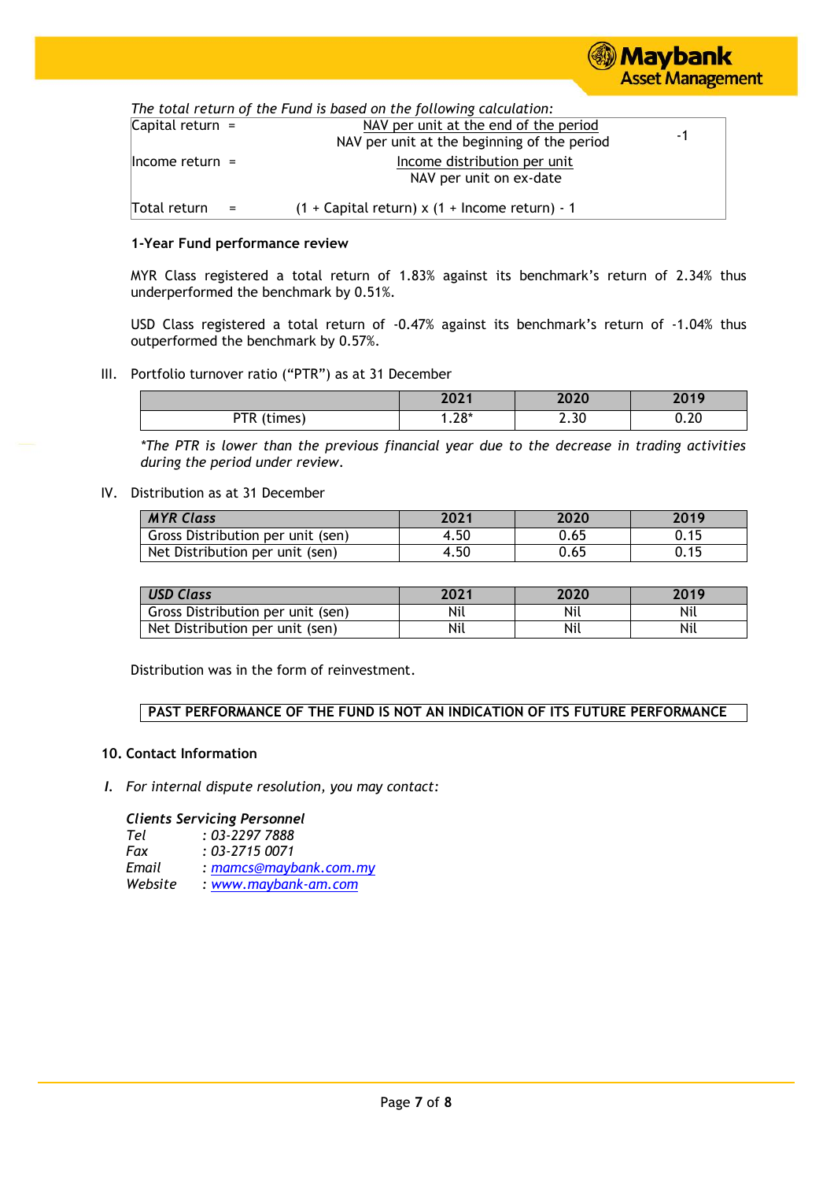*The total return of the Fund is based on the following calculation:*

$$\text{Capital return} = \frac{\text{NAV per unit at the end of the period}}{\text{NAV per unit at the beginning of the period}} - 1$$

$$\text{Income return} = \frac{\text{Income distribution per unit}}{\text{NAV per unit on ex-date}}$$

$$\text{Total return} = (1 + \text{Capital return}) \times (1 + \text{Income return}) - 1$$

**1-Year Fund performance review**

MYR Class registered a total return of 1.83% against its benchmark's return of 2.34% thus underperformed the benchmark by 0.51%.

USD Class registered a total return of -0.47% against its benchmark's return of -1.04% thus outperformed the benchmark by 0.57%.

III. Portfolio turnover ratio ("PTR") as at 31 December

| | 2021 | 2020 | 2019 |
|---|---|---|---|
| PTR (times) | 1.28* | 2.30 | 0.20 |

*\*The PTR is lower than the previous financial year due to the decrease in trading activities during the period under review.*

IV. Distribution as at 31 December

| *MYR Class* | 2021 | 2020 | 2019 |
|---|---|---|---|
| Gross Distribution per unit (sen) | 4.50 | 0.65 | 0.15 |
| Net Distribution per unit (sen) | 4.50 | 0.65 | 0.15 |

| *USD Class* | 2021 | 2020 | 2019 |
|---|---|---|---|
| Gross Distribution per unit (sen) | Nil | Nil | Nil |
| Net Distribution per unit (sen) | Nil | Nil | Nil |

Distribution was in the form of reinvestment.

**PAST PERFORMANCE OF THE FUND IS NOT AN INDICATION OF ITS FUTURE PERFORMANCE**

## 10. Contact Information

*I. For internal dispute resolution, you may contact:*

***Clients Servicing Personnel***
*Tel : 03-2297 7888*
*Fax : 03-2715 0071*
*Email : mamcs@maybank.com.my*
*Website : www.maybank-am.com*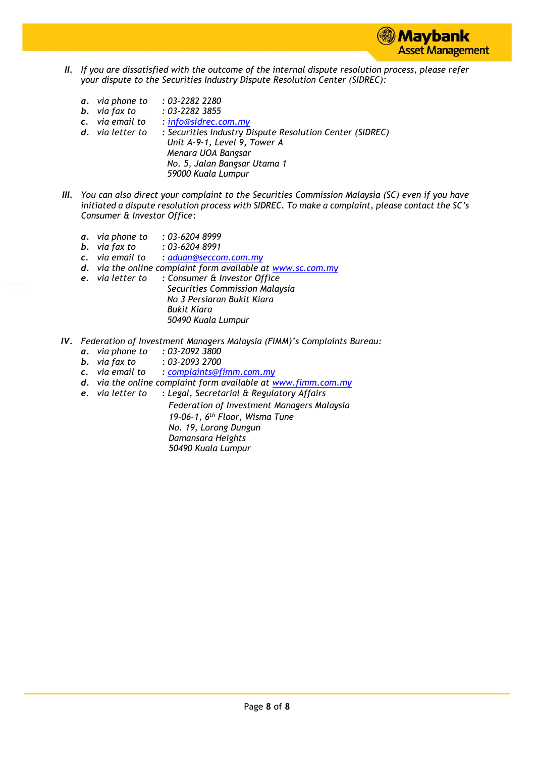II. *If you are dissatisfied with the outcome of the internal dispute resolution process, please refer your dispute to the Securities Industry Dispute Resolution Center (SIDREC):*

- **a.** *via phone to : 03-2282 2280*
- **b.** *via fax to : 03-2282 3855*
- **c.** *via email to : info@sidrec.com.my*
- **d.** *via letter to : Securities Industry Dispute Resolution Center (SIDREC)*
  *Unit A-9-1, Level 9, Tower A*
  *Menara UOA Bangsar*
  *No. 5, Jalan Bangsar Utama 1*
  *59000 Kuala Lumpur*

III. *You can also direct your complaint to the Securities Commission Malaysia (SC) even if you have initiated a dispute resolution process with SIDREC. To make a complaint, please contact the SC's Consumer & Investor Office:*

- **a.** *via phone to : 03-6204 8999*
- **b.** *via fax to : 03-6204 8991*
- **c.** *via email to : aduan@seccom.com.my*
- **d.** *via the online complaint form available at www.sc.com.my*
- **e.** *via letter to : Consumer & Investor Office*
  *Securities Commission Malaysia*
  *No 3 Persiaran Bukit Kiara*
  *Bukit Kiara*
  *50490 Kuala Lumpur*

IV. *Federation of Investment Managers Malaysia (FIMM)'s Complaints Bureau:*

- **a.** *via phone to : 03-2092 3800*
- **b.** *via fax to : 03-2093 2700*
- **c.** *via email to : complaints@fimm.com.my*
- **d.** *via the online complaint form available at www.fimm.com.my*
- **e.** *via letter to : Legal, Secretarial & Regulatory Affairs*
  *Federation of Investment Managers Malaysia*
  *19-06-1, 6th Floor, Wisma Tune*
  *No. 19, Lorong Dungun*
  *Damansara Heights*
  *50490 Kuala Lumpur*